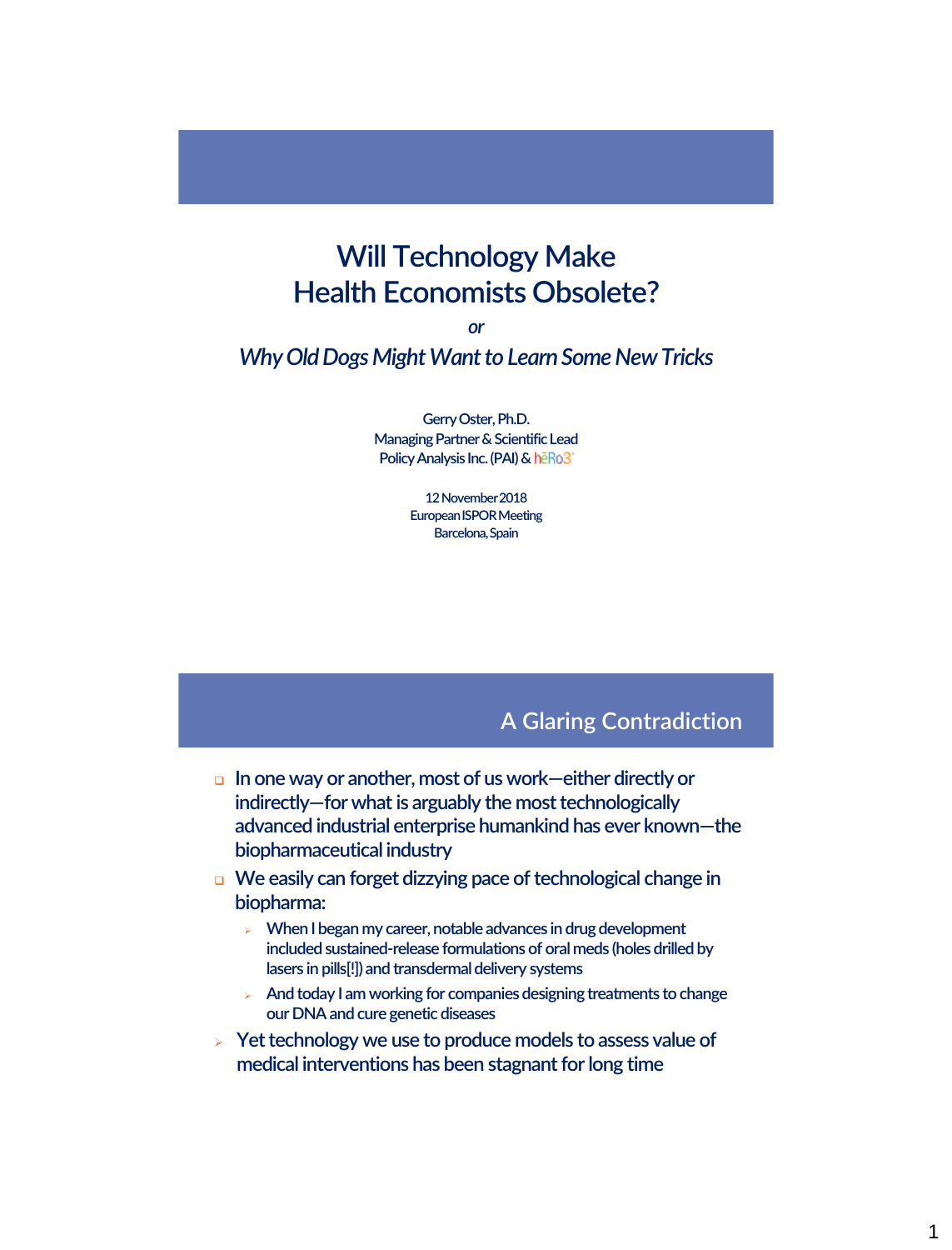# Will Technology Make Health Economists Obsolete?

*or*

*Why Old Dogs Might Want to Learn Some New Tricks*

Gerry Oster, Ph.D.
Managing Partner & Scientific Lead
Policy Analysis Inc. (PAI) & hēRo3

12 November 2018
European ISPOR Meeting
Barcelona, Spain

## A Glaring Contradiction

- In one way or another, most of us work—either directly or indirectly—for what is arguably the most technologically advanced industrial enterprise humankind has ever known—the biopharmaceutical industry
- We easily can forget dizzying pace of technological change in biopharma:
  - When I began my career, notable advances in drug development included sustained-release formulations of oral meds (holes drilled by lasers in pills[!]) and transdermal delivery systems
  - And today I am working for companies designing treatments to change our DNA and cure genetic diseases
- Yet technology we use to produce models to assess value of medical interventions has been stagnant for long time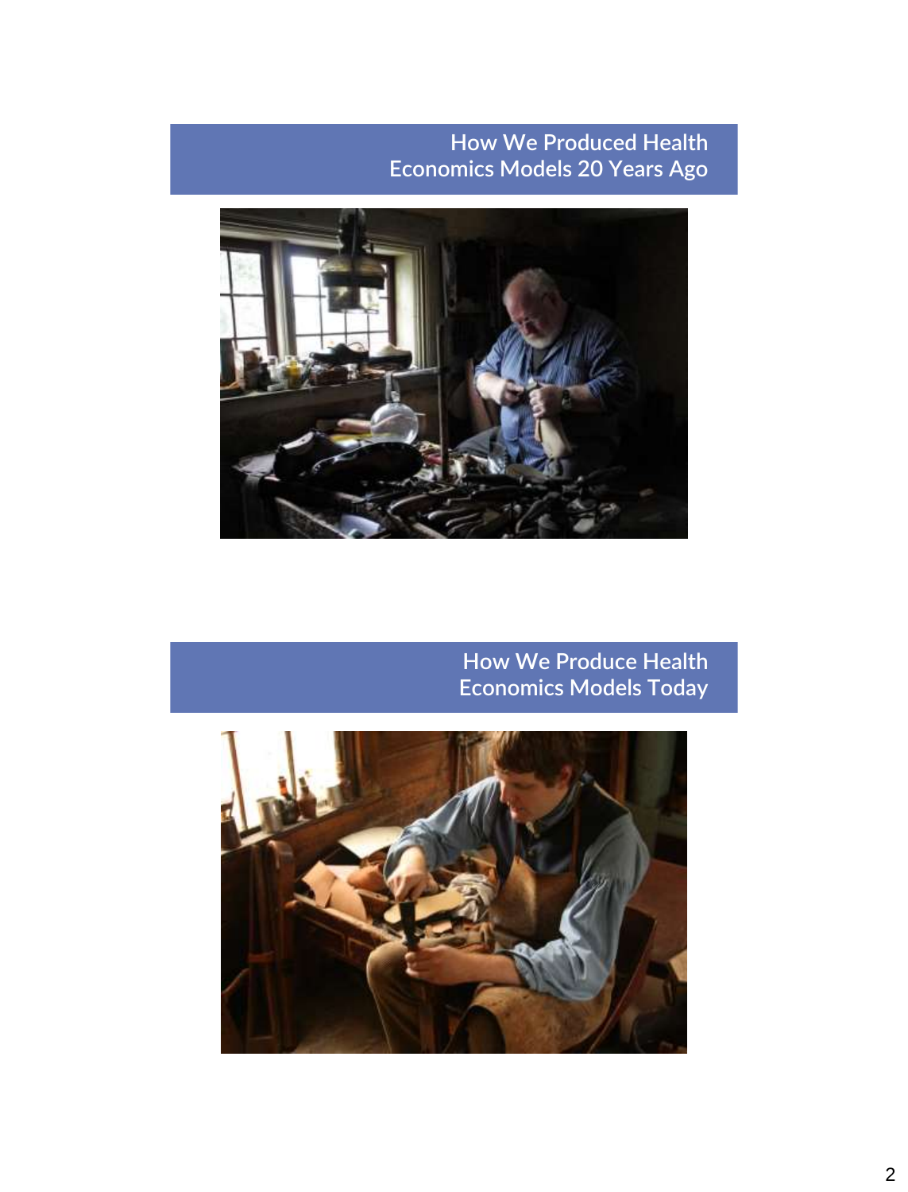## How We Produced Health Economics Models 20 Years Ago

## How We Produce Health Economics Models Today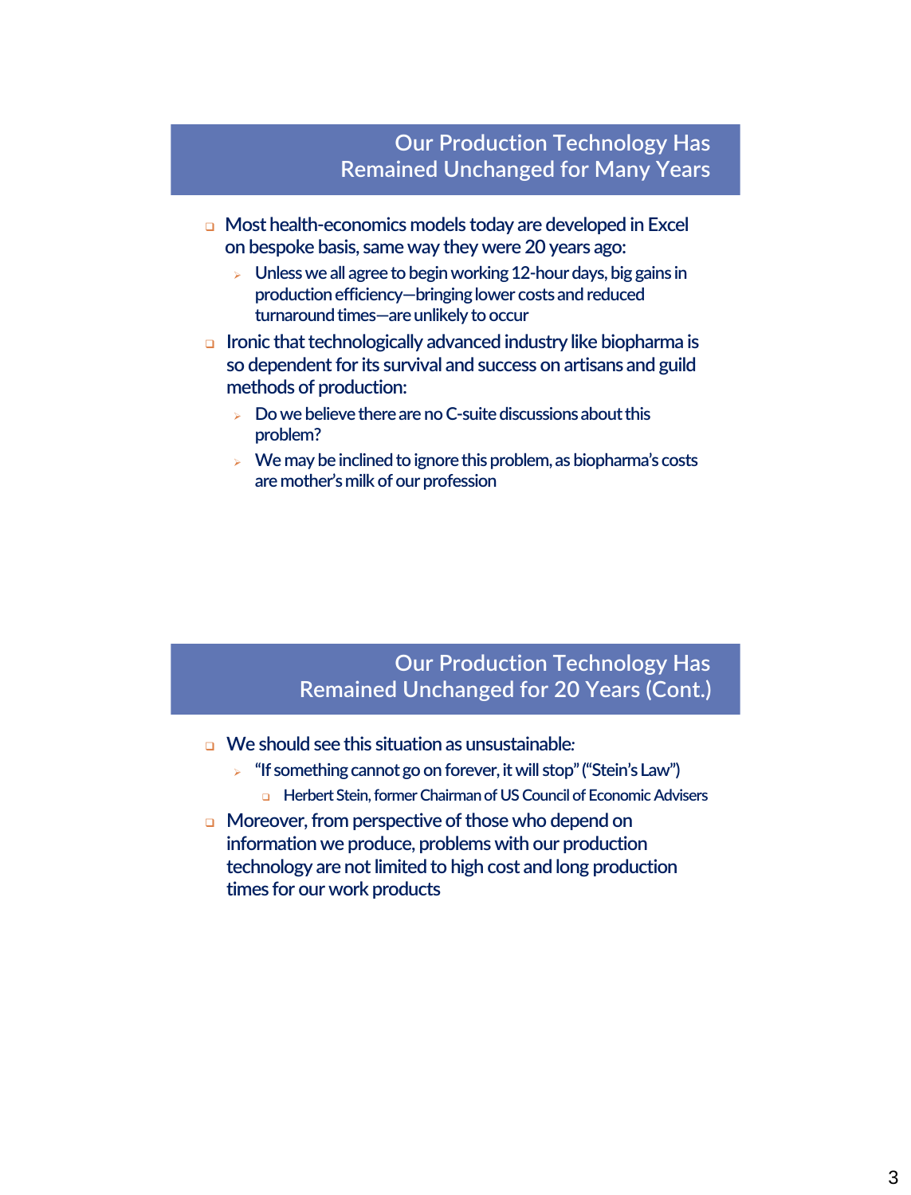## Our Production Technology Has Remained Unchanged for Many Years

- Most health-economics models today are developed in Excel on bespoke basis, same way they were 20 years ago:
  - Unless we all agree to begin working 12-hour days, big gains in production efficiency—bringing lower costs and reduced turnaround times—are unlikely to occur
- Ironic that technologically advanced industry like biopharma is so dependent for its survival and success on artisans and guild methods of production:
  - Do we believe there are no C-suite discussions about this problem?
  - We may be inclined to ignore this problem, as biopharma's costs are mother's milk of our profession

## Our Production Technology Has Remained Unchanged for 20 Years (Cont.)

- We should see this situation as unsustainable:
  - "If something cannot go on forever, it will stop" ("Stein's Law")
    - Herbert Stein, former Chairman of US Council of Economic Advisers
- Moreover, from perspective of those who depend on information we produce, problems with our production technology are not limited to high cost and long production times for our work products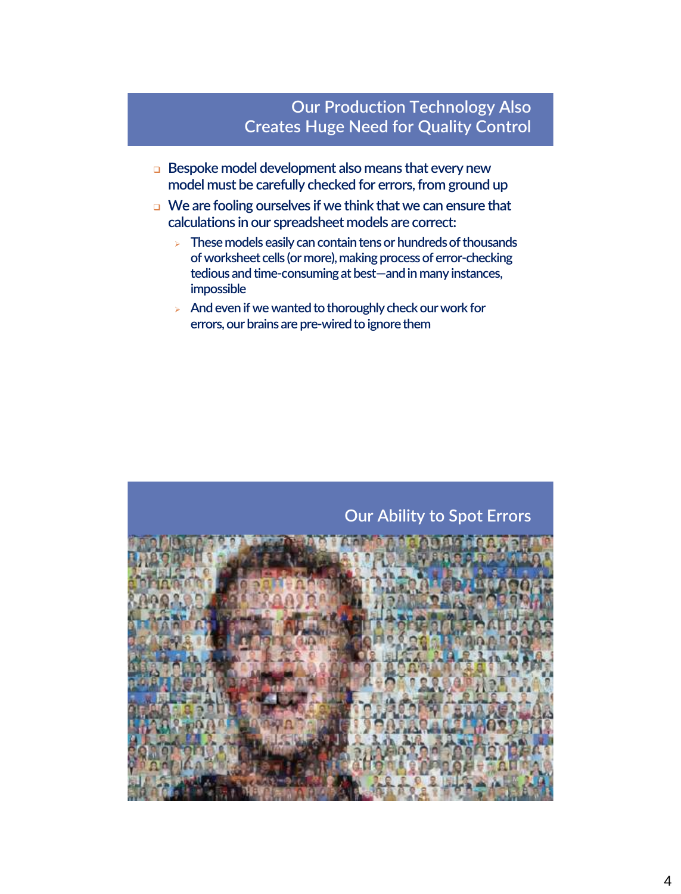## Our Production Technology Also Creates Huge Need for Quality Control

- Bespoke model development also means that every new model must be carefully checked for errors, from ground up
- We are fooling ourselves if we think that we can ensure that calculations in our spreadsheet models are correct:
  - These models easily can contain tens or hundreds of thousands of worksheet cells (or more), making process of error-checking tedious and time-consuming at best—and in many instances, impossible
  - And even if we wanted to thoroughly check our work for errors, our brains are pre-wired to ignore them

## Our Ability to Spot Errors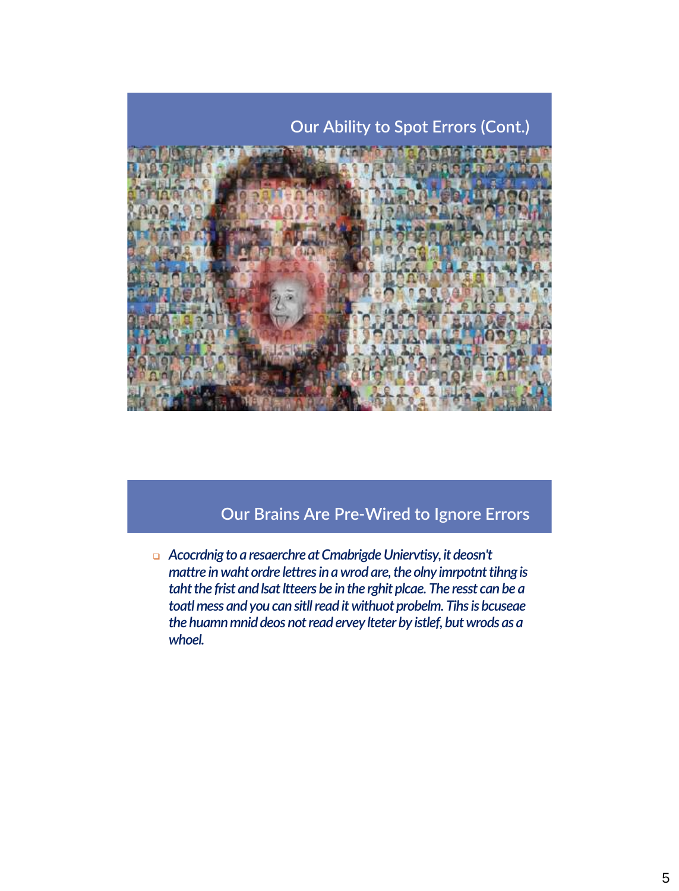## Our Ability to Spot Errors (Cont.)

## Our Brains Are Pre-Wired to Ignore Errors

- *Acocrdnig to a resaerchre at Cmabrigde Uniervtisy, it deosn't mattre in waht ordre lettres in a wrod are, the olny imrpotnt tihng is taht the frist and lsat ltteers be in the rghit plcae. The resst can be a toatl mess and you can sitll read it withuot probelm. Tihs is bcuseae the huamn mnid deos not read ervey lteter by istlef, but wrods as a whoel.*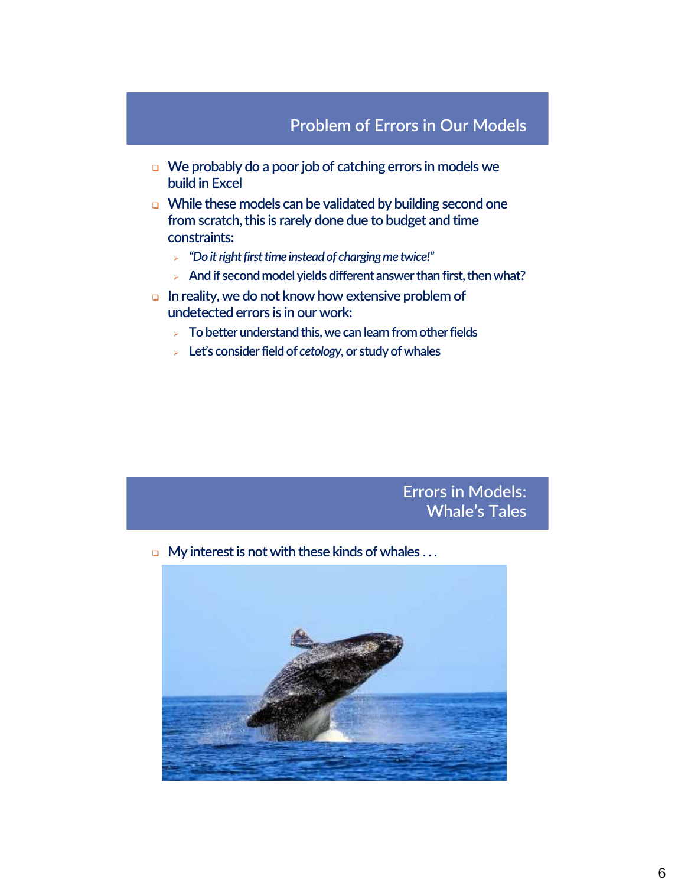## Problem of Errors in Our Models

- We probably do a poor job of catching errors in models we build in Excel
- While these models can be validated by building second one from scratch, this is rarely done due to budget and time constraints:
  - *"Do it right first time instead of charging me twice!"*
  - And if second model yields different answer than first, then what?
- In reality, we do not know how extensive problem of undetected errors is in our work:
  - To better understand this, we can learn from other fields
  - Let's consider field of *cetology*, or study of whales

## Errors in Models: Whale's Tales

- My interest is not with these kinds of whales . . .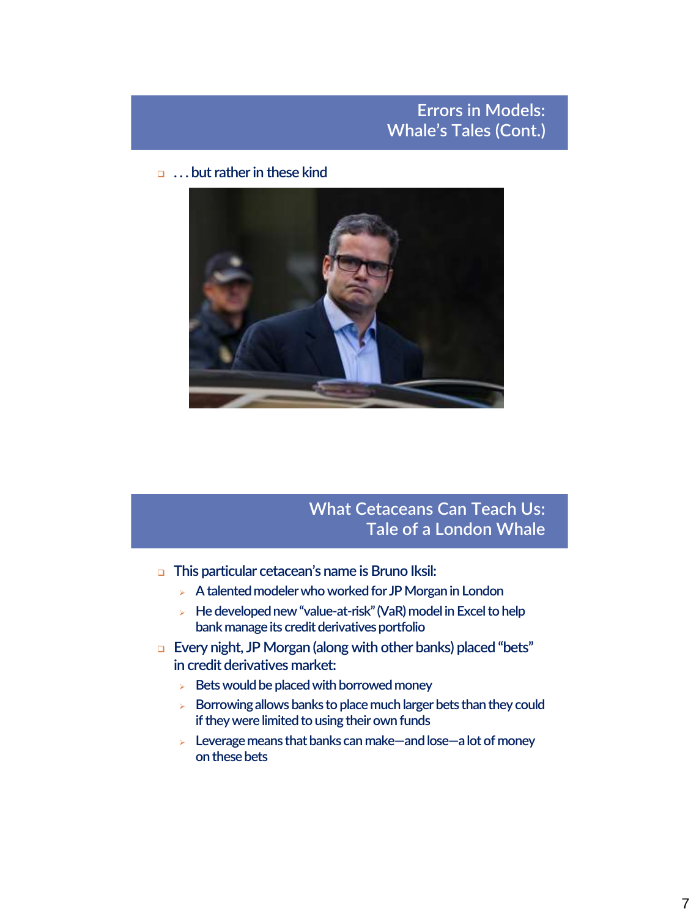## Errors in Models: Whale's Tales (Cont.)

- . . . but rather in these kind

## What Cetaceans Can Teach Us: Tale of a London Whale

- This particular cetacean's name is Bruno Iksil:
  - A talented modeler who worked for JP Morgan in London
  - He developed new "value-at-risk" (VaR) model in Excel to help bank manage its credit derivatives portfolio
- Every night, JP Morgan (along with other banks) placed "bets" in credit derivatives market:
  - Bets would be placed with borrowed money
  - Borrowing allows banks to place much larger bets than they could if they were limited to using their own funds
  - Leverage means that banks can make—and lose—a lot of money on these bets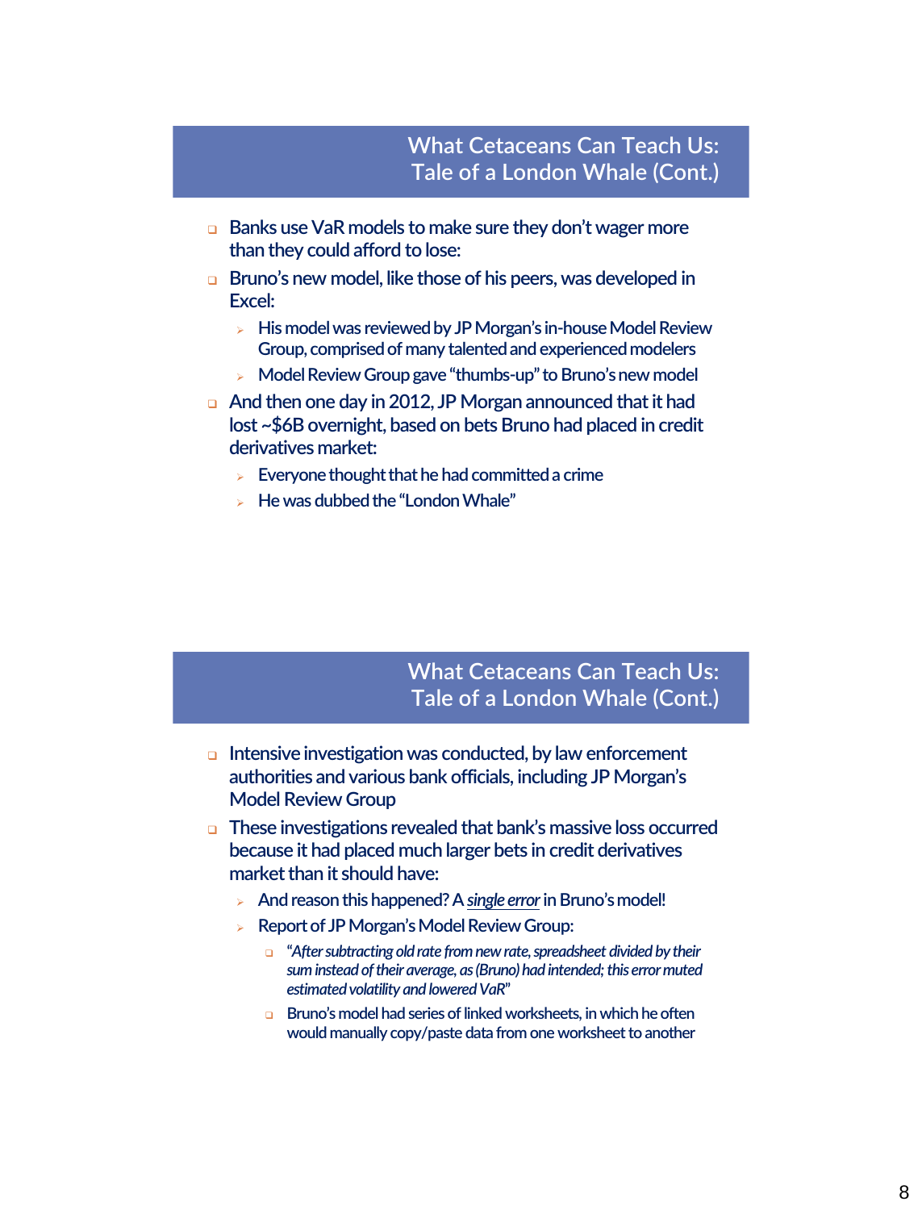## What Cetaceans Can Teach Us: Tale of a London Whale (Cont.)

- Banks use VaR models to make sure they don't wager more than they could afford to lose:
- Bruno's new model, like those of his peers, was developed in Excel:
  - His model was reviewed by JP Morgan's in-house Model Review Group, comprised of many talented and experienced modelers
  - Model Review Group gave "thumbs-up" to Bruno's new model
- And then one day in 2012, JP Morgan announced that it had lost ~$6B overnight, based on bets Bruno had placed in credit derivatives market:
  - Everyone thought that he had committed a crime
  - He was dubbed the "London Whale"

## What Cetaceans Can Teach Us: Tale of a London Whale (Cont.)

- Intensive investigation was conducted, by law enforcement authorities and various bank officials, including JP Morgan's Model Review Group
- These investigations revealed that bank's massive loss occurred because it had placed much larger bets in credit derivatives market than it should have:
  - And reason this happened? A ***single error*** in Bruno's model!
  - Report of JP Morgan's Model Review Group:
    - "*After subtracting old rate from new rate, spreadsheet divided by their sum instead of their average, as (Bruno) had intended; this error muted estimated volatility and lowered VaR*"
    - Bruno's model had series of linked worksheets, in which he often would manually copy/paste data from one worksheet to another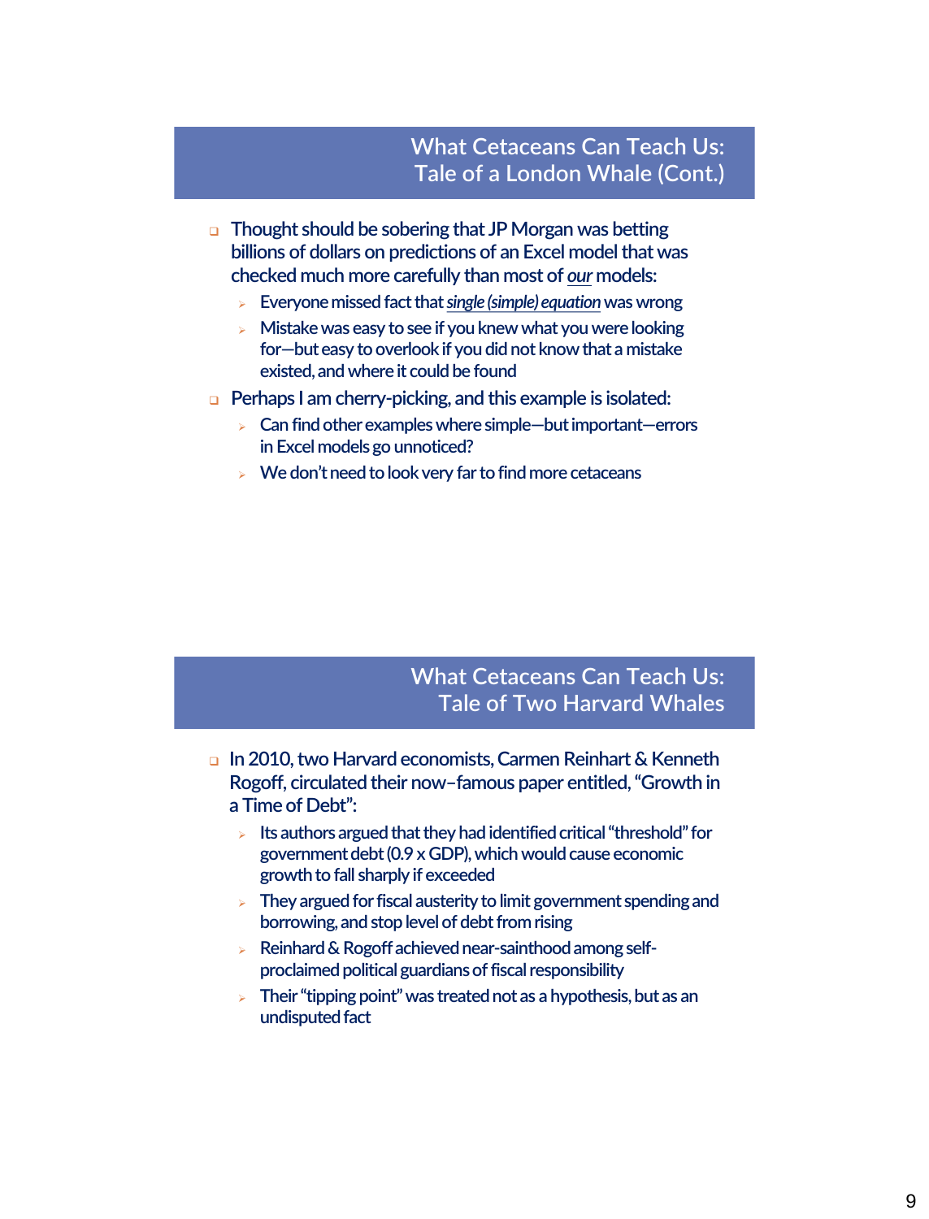## What Cetaceans Can Teach Us: Tale of a London Whale (Cont.)

- Thought should be sobering that JP Morgan was betting billions of dollars on predictions of an Excel model that was checked much more carefully than most of ***our*** models:
  - Everyone missed fact that ***single (simple) equation*** was wrong
  - Mistake was easy to see if you knew what you were looking for—but easy to overlook if you did not know that a mistake existed, and where it could be found
- Perhaps I am cherry-picking, and this example is isolated:
  - Can find other examples where simple—but important—errors in Excel models go unnoticed?
  - We don't need to look very far to find more cetaceans

## What Cetaceans Can Teach Us: Tale of Two Harvard Whales

- In 2010, two Harvard economists, Carmen Reinhart & Kenneth Rogoff, circulated their now–famous paper entitled, "Growth in a Time of Debt":
  - Its authors argued that they had identified critical "threshold" for government debt (0.9 x GDP), which would cause economic growth to fall sharply if exceeded
  - They argued for fiscal austerity to limit government spending and borrowing, and stop level of debt from rising
  - Reinhard & Rogoff achieved near-sainthood among self-proclaimed political guardians of fiscal responsibility
  - Their "tipping point" was treated not as a hypothesis, but as an undisputed fact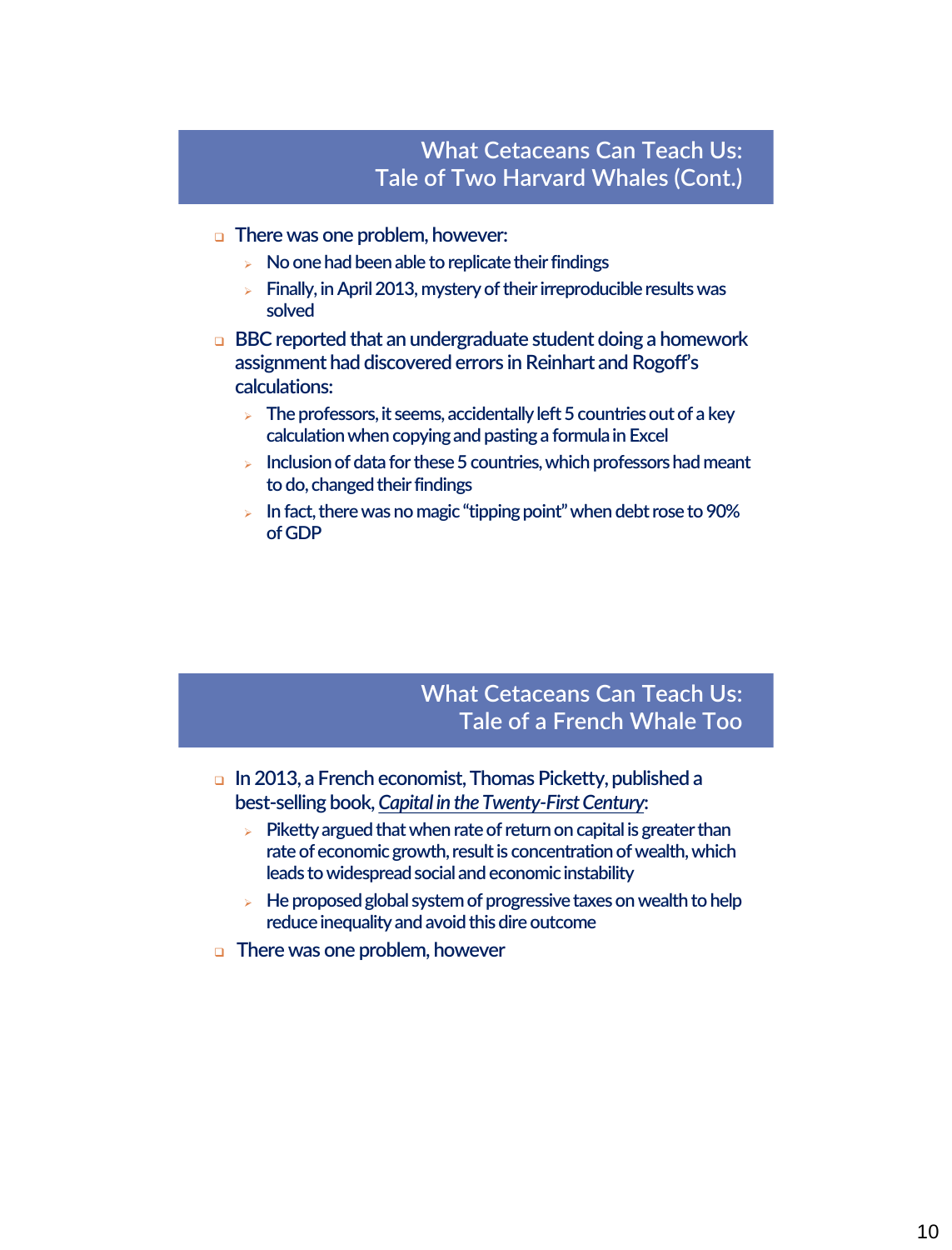## What Cetaceans Can Teach Us: Tale of Two Harvard Whales (Cont.)

- There was one problem, however:
  - No one had been able to replicate their findings
  - Finally, in April 2013, mystery of their irreproducible results was solved
- BBC reported that an undergraduate student doing a homework assignment had discovered errors in Reinhart and Rogoff's calculations:
  - The professors, it seems, accidentally left 5 countries out of a key calculation when copying and pasting a formula in Excel
  - Inclusion of data for these 5 countries, which professors had meant to do, changed their findings
  - In fact, there was no magic "tipping point" when debt rose to 90% of GDP

## What Cetaceans Can Teach Us: Tale of a French Whale Too

- In 2013, a French economist, Thomas Picketty, published a best-selling book, ***Capital in the Twenty-First Century***:
  - Picketty argued that when rate of return on capital is greater than rate of economic growth, result is concentration of wealth, which leads to widespread social and economic instability
  - He proposed global system of progressive taxes on wealth to help reduce inequality and avoid this dire outcome
- There was one problem, however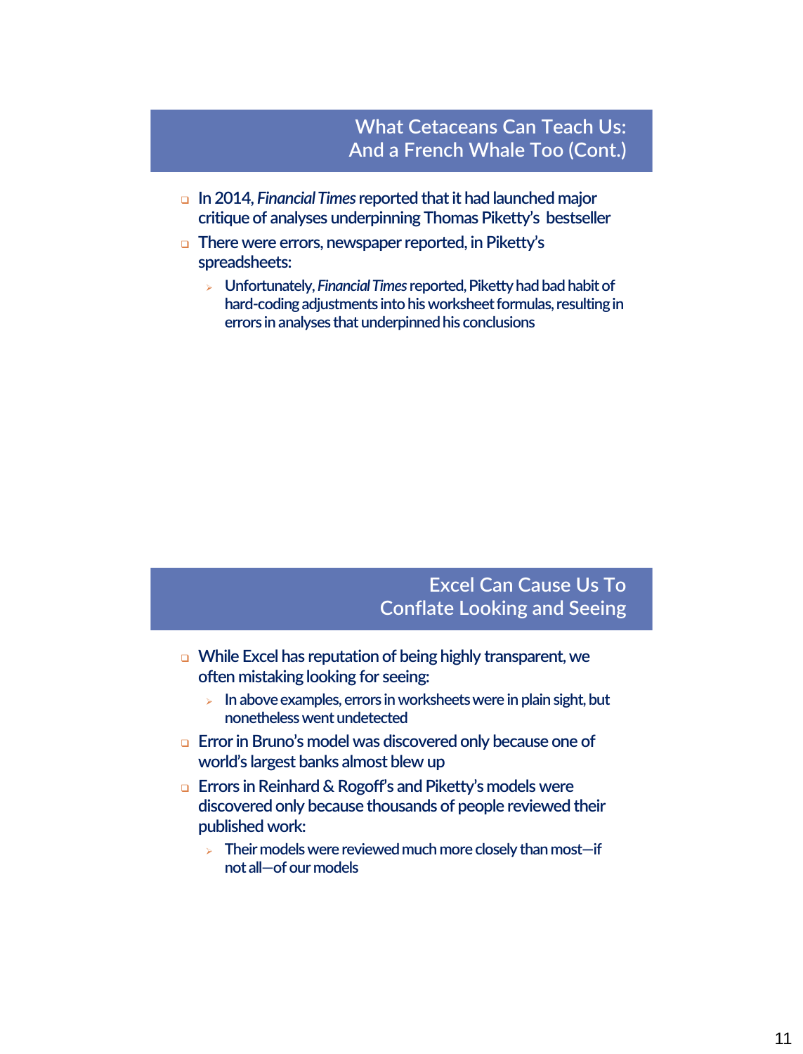## What Cetaceans Can Teach Us: And a French Whale Too (Cont.)

- In 2014, *Financial Times* reported that it had launched major critique of analyses underpinning Thomas Piketty's bestseller
- There were errors, newspaper reported, in Piketty's spreadsheets:
  - Unfortunately, *Financial Times* reported, Piketty had bad habit of hard-coding adjustments into his worksheet formulas, resulting in errors in analyses that underpinned his conclusions

## Excel Can Cause Us To Conflate Looking and Seeing

- While Excel has reputation of being highly transparent, we often mistaking looking for seeing:
  - In above examples, errors in worksheets were in plain sight, but nonetheless went undetected
- Error in Bruno's model was discovered only because one of world's largest banks almost blew up
- Errors in Reinhard & Rogoff's and Piketty's models were discovered only because thousands of people reviewed their published work:
  - Their models were reviewed much more closely than most—if not all—of our models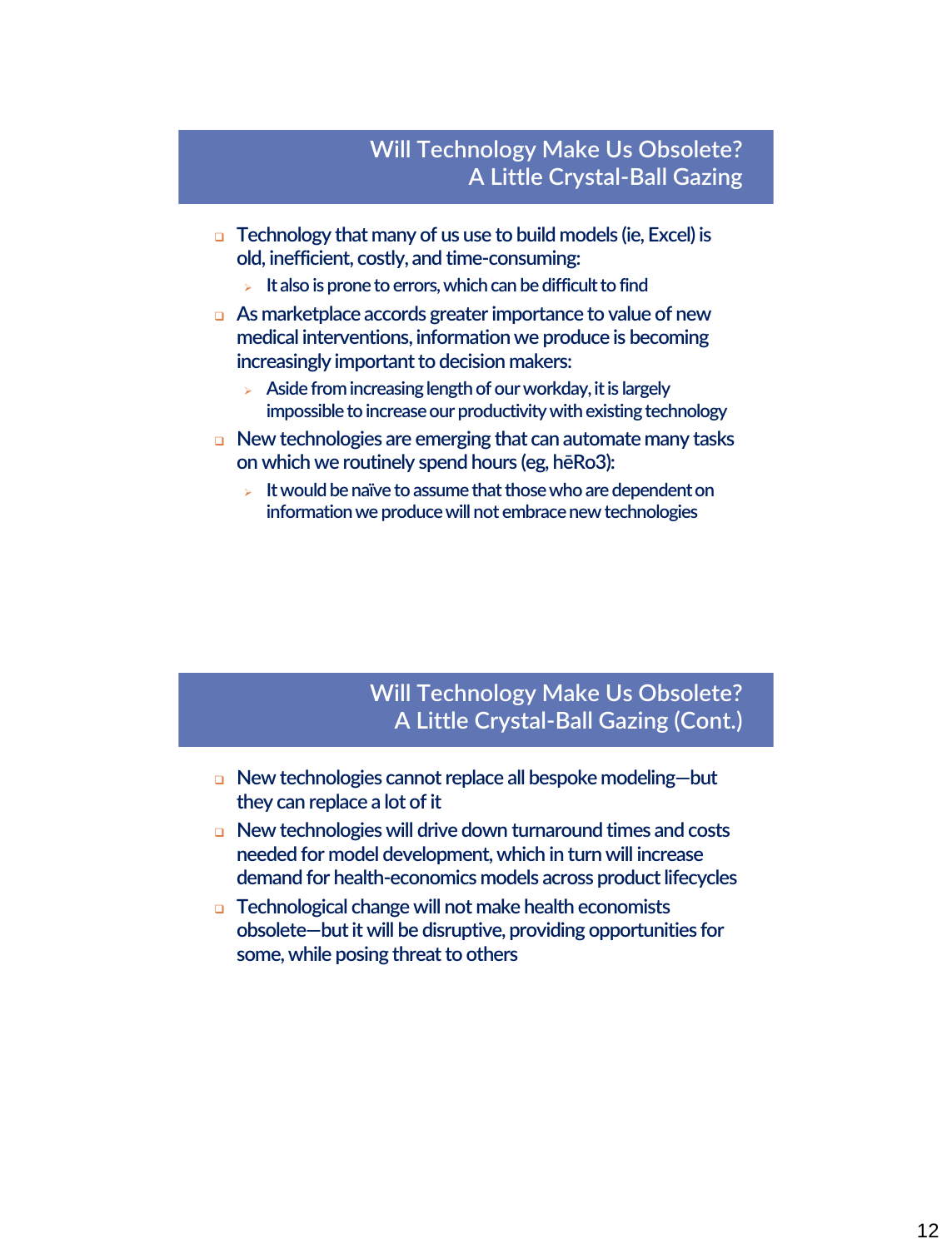## Will Technology Make Us Obsolete? A Little Crystal-Ball Gazing

- Technology that many of us use to build models (ie, Excel) is old, inefficient, costly, and time-consuming:
  - It also is prone to errors, which can be difficult to find
- As marketplace accords greater importance to value of new medical interventions, information we produce is becoming increasingly important to decision makers:
  - Aside from increasing length of our workday, it is largely impossible to increase our productivity with existing technology
- New technologies are emerging that can automate many tasks on which we routinely spend hours (eg, hēRo3):
  - It would be naïve to assume that those who are dependent on information we produce will not embrace new technologies

## Will Technology Make Us Obsolete? A Little Crystal-Ball Gazing (Cont.)

- New technologies cannot replace all bespoke modeling—but they can replace a lot of it
- New technologies will drive down turnaround times and costs needed for model development, which in turn will increase demand for health-economics models across product lifecycles
- Technological change will not make health economists obsolete—but it will be disruptive, providing opportunities for some, while posing threat to others